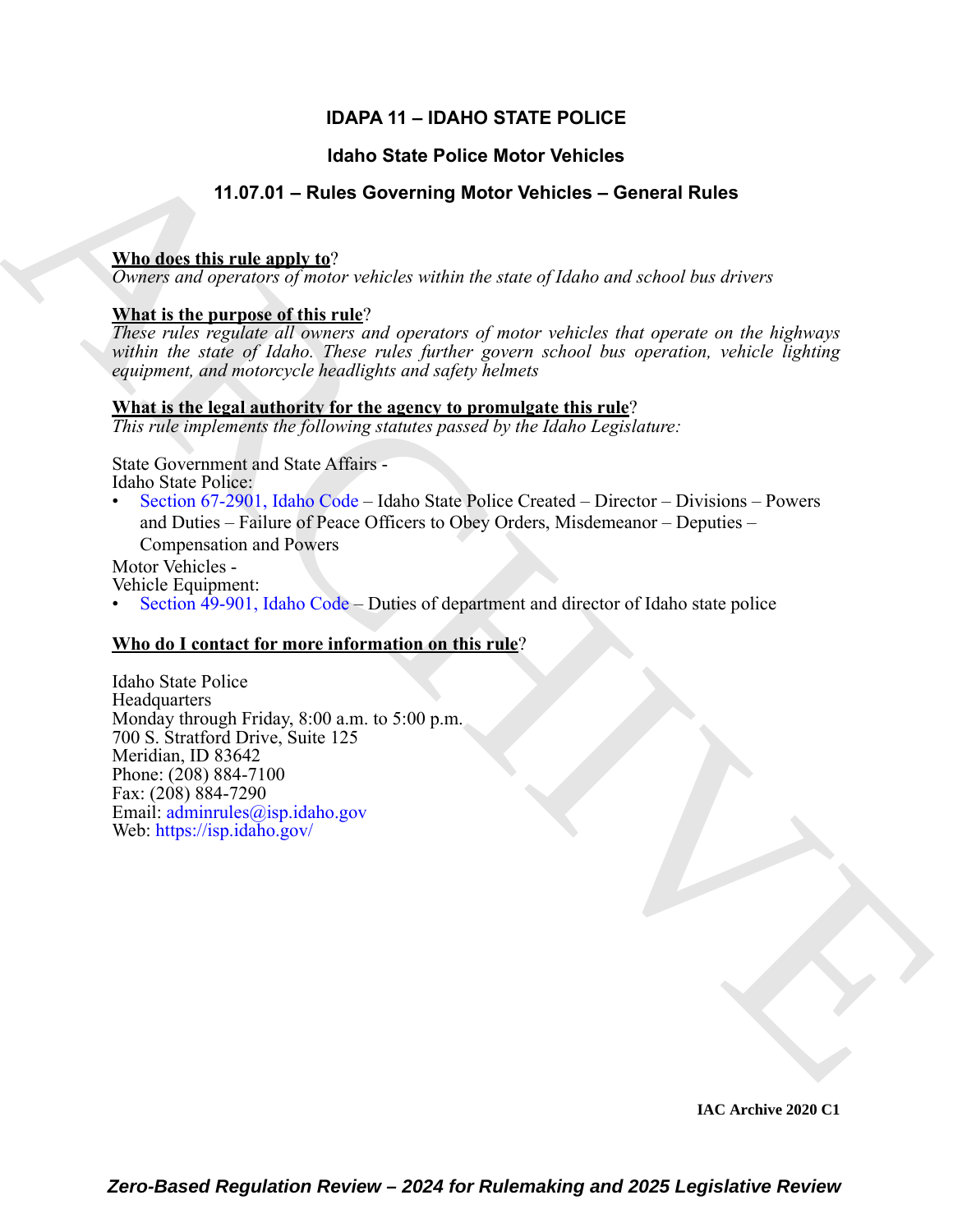# IDAPA 11 – IDAHO STATE POLICE

## Idaho State Police Motor Vehicles

## 11.07.01 – Rules Governing Motor Vehicles – General Rules

**Who does this rule apply to**?

*Owners and operators of motor vehicles within the state of Idaho and school bus drivers*

**What is the purpose of this rule**?

*These rules regulate all owners and operators of motor vehicles that operate on the highways within the state of Idaho. These rules further govern school bus operation, vehicle lighting equipment, and motorcycle headlights and safety helmets*

**What is the legal authority for the agency to promulgate this rule**?

*This rule implements the following statutes passed by the Idaho Legislature:*

State Government and State Affairs -
Idaho State Police:

- Section 67-2901, Idaho Code – Idaho State Police Created – Director – Divisions – Powers and Duties – Failure of Peace Officers to Obey Orders, Misdemeanor – Deputies – Compensation and Powers

Motor Vehicles -
Vehicle Equipment:

- Section 49-901, Idaho Code – Duties of department and director of Idaho state police

**Who do I contact for more information on this rule**?

Idaho State Police
Headquarters
Monday through Friday, 8:00 a.m. to 5:00 p.m.
700 S. Stratford Drive, Suite 125
Meridian, ID 83642
Phone: (208) 884-7100
Fax: (208) 884-7290
Email: adminrules@isp.idaho.gov
Web: https://isp.idaho.gov/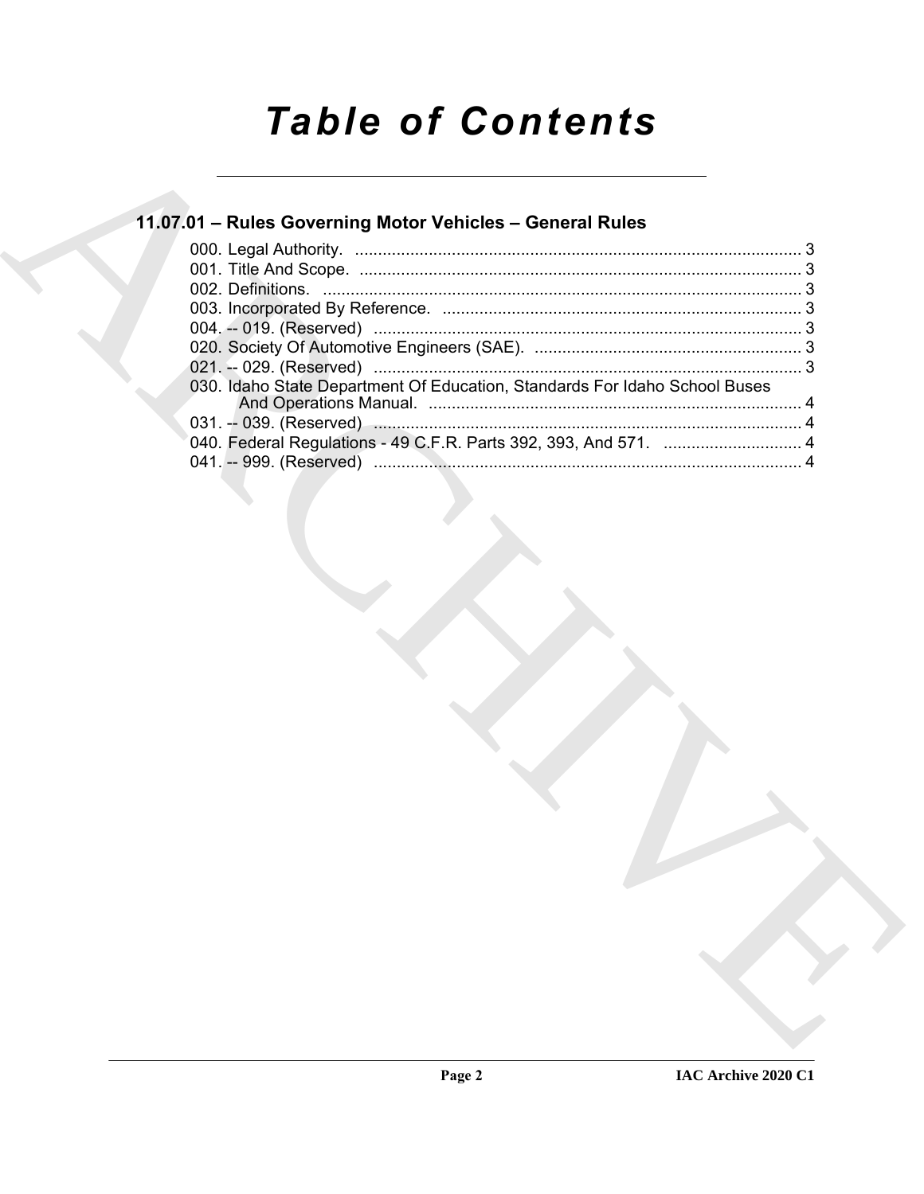# Table of Contents

## 11.07.01 – Rules Governing Motor Vehicles – General Rules

000. Legal Authority. ........................................................................................ 3
001. Title And Scope. ........................................................................................ 3
002. Definitions. ................................................................................................ 3
003. Incorporated By Reference. ...................................................................... 3
004. -- 019. (Reserved) ...................................................................................... 3
020. Society Of Automotive Engineers (SAE). .................................................. 3
021. -- 029. (Reserved) ...................................................................................... 3
030. Idaho State Department Of Education, Standards For Idaho School Buses And Operations Manual. ................................................................................ 4
031. -- 039. (Reserved) ...................................................................................... 4
040. Federal Regulations - 49 C.F.R. Parts 392, 393, And 571. ........................ 4
041. -- 999. (Reserved) ...................................................................................... 4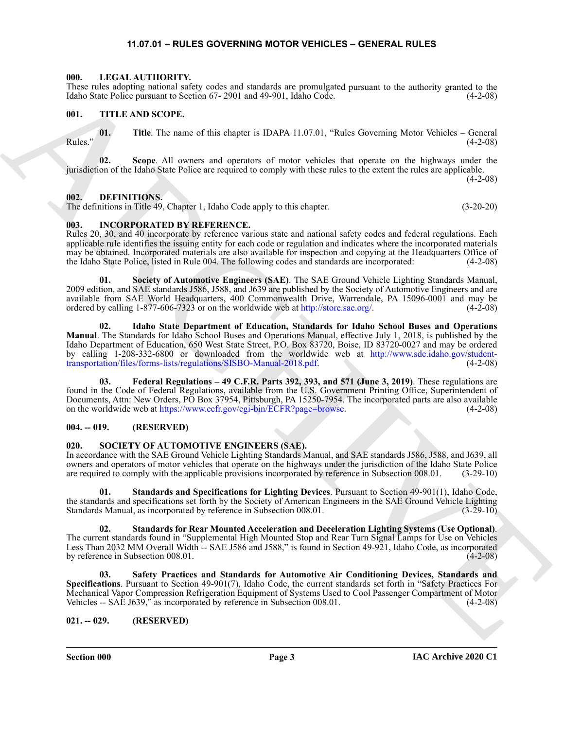# 11.07.01 – RULES GOVERNING MOTOR VEHICLES – GENERAL RULES

## 000. LEGAL AUTHORITY.

These rules adopting national safety codes and standards are promulgated pursuant to the authority granted to the Idaho State Police pursuant to Section 67- 2901 and 49-901, Idaho Code. (4-2-08)

## 001. TITLE AND SCOPE.

**01. Title**. The name of this chapter is IDAPA 11.07.01, "Rules Governing Motor Vehicles – General Rules." (4-2-08)

**02. Scope**. All owners and operators of motor vehicles that operate on the highways under the jurisdiction of the Idaho State Police are required to comply with these rules to the extent the rules are applicable. (4-2-08)

## 002. DEFINITIONS.

The definitions in Title 49, Chapter 1, Idaho Code apply to this chapter. (3-20-20)

## 003. INCORPORATED BY REFERENCE.

Rules 20, 30, and 40 incorporate by reference various state and national safety codes and federal regulations. Each applicable rule identifies the issuing entity for each code or regulation and indicates where the incorporated materials may be obtained. Incorporated materials are also available for inspection and copying at the Headquarters Office of the Idaho State Police, listed in Rule 004. The following codes and standards are incorporated: (4-2-08)

**01. Society of Automotive Engineers (SAE)**. The SAE Ground Vehicle Lighting Standards Manual, 2009 edition, and SAE standards J586, J588, and J639 are published by the Society of Automotive Engineers and are available from SAE World Headquarters, 400 Commonwealth Drive, Warrendale, PA 15096-0001 and may be ordered by calling 1-877-606-7323 or on the worldwide web at http://store.sae.org/. (4-2-08)

**02. Idaho State Department of Education, Standards for Idaho School Buses and Operations Manual**. The Standards for Idaho School Buses and Operations Manual, effective July 1, 2018, is published by the Idaho Department of Education, 650 West State Street, P.O. Box 83720, Boise, ID 83720-0027 and may be ordered by calling 1-208-332-6800 or downloaded from the worldwide web at http://www.sde.idaho.gov/student-transportation/files/forms-lists/regulations/SISBO-Manual-2018.pdf. (4-2-08)

**03. Federal Regulations – 49 C.F.R. Parts 392, 393, and 571 (June 3, 2019)**. These regulations are found in the Code of Federal Regulations, available from the U.S. Government Printing Office, Superintendent of Documents, Attn: New Orders, PO Box 37954, Pittsburgh, PA 15250-7954. The incorporated parts are also available on the worldwide web at https://www.ecfr.gov/cgi-bin/ECFR?page=browse. (4-2-08)

## 004. -- 019. (RESERVED)

## 020. SOCIETY OF AUTOMOTIVE ENGINEERS (SAE).

In accordance with the SAE Ground Vehicle Lighting Standards Manual, and SAE standards J586, J588, and J639, all owners and operators of motor vehicles that operate on the highways under the jurisdiction of the Idaho State Police are required to comply with the applicable provisions incorporated by reference in Subsection 008.01. (3-29-10)

**01. Standards and Specifications for Lighting Devices**. Pursuant to Section 49-901(1), Idaho Code, the standards and specifications set forth by the Society of American Engineers in the SAE Ground Vehicle Lighting Standards Manual, as incorporated by reference in Subsection 008.01. (3-29-10)

**02. Standards for Rear Mounted Acceleration and Deceleration Lighting Systems (Use Optional)**. The current standards found in "Supplemental High Mounted Stop and Rear Turn Signal Lamps for Use on Vehicles Less Than 2032 MM Overall Width -- SAE J586 and J588," is found in Section 49-921, Idaho Code, as incorporated by reference in Subsection 008.01. (4-2-08)

**03. Safety Practices and Standards for Automotive Air Conditioning Devices, Standards and Specifications**. Pursuant to Section 49-901(7), Idaho Code, the current standards set forth in "Safety Practices For Mechanical Vapor Compression Refrigeration Equipment of Systems Used to Cool Passenger Compartment of Motor Vehicles -- SAE J639," as incorporated by reference in Subsection 008.01. (4-2-08)

## 021. -- 029. (RESERVED)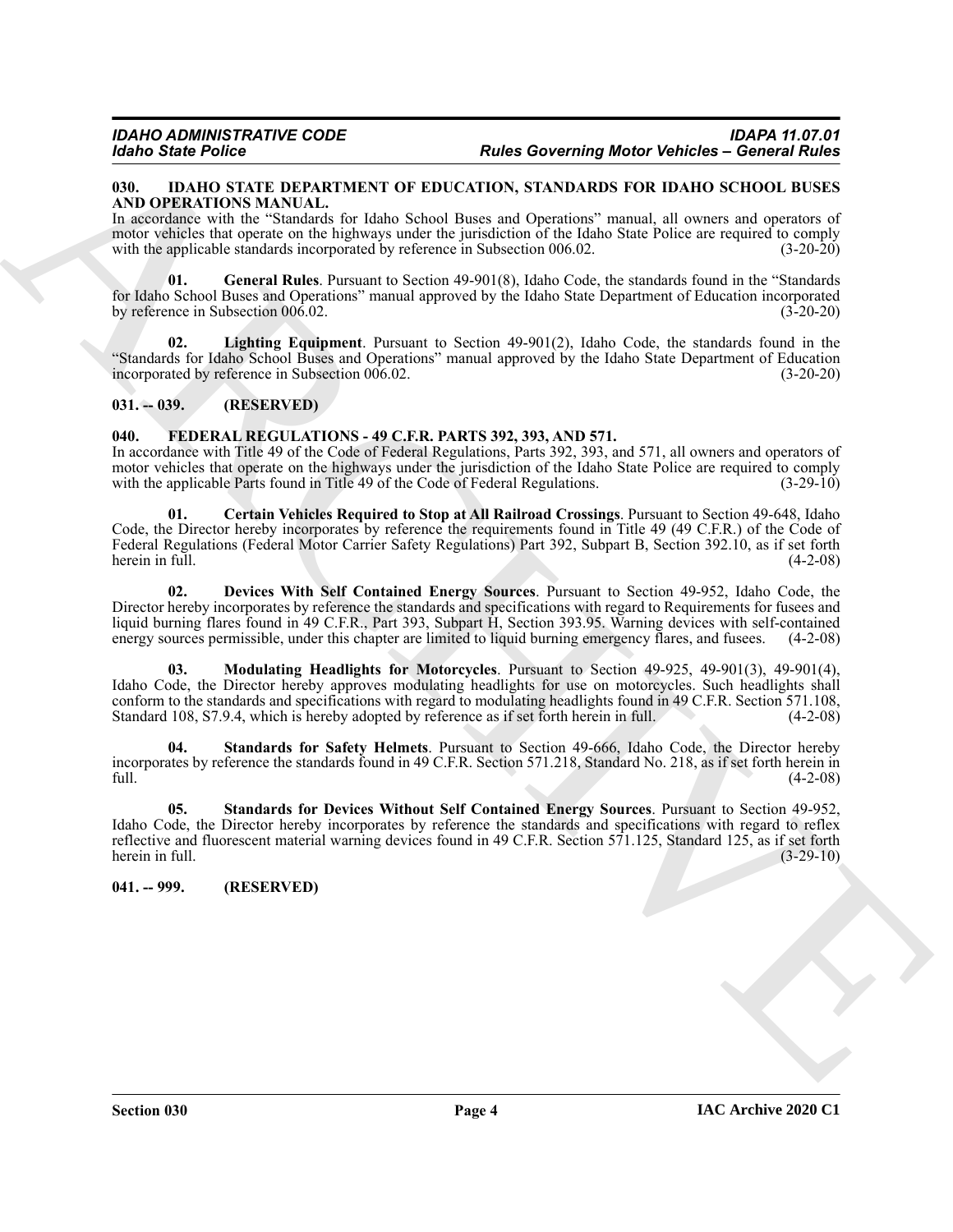### 030. IDAHO STATE DEPARTMENT OF EDUCATION, STANDARDS FOR IDAHO SCHOOL BUSES AND OPERATIONS MANUAL.

In accordance with the "Standards for Idaho School Buses and Operations" manual, all owners and operators of motor vehicles that operate on the highways under the jurisdiction of the Idaho State Police are required to comply with the applicable standards incorporated by reference in Subsection 006.02. (3-20-20)

**01. General Rules**. Pursuant to Section 49-901(8), Idaho Code, the standards found in the "Standards for Idaho School Buses and Operations" manual approved by the Idaho State Department of Education incorporated by reference in Subsection 006.02. (3-20-20)

**02. Lighting Equipment**. Pursuant to Section 49-901(2), Idaho Code, the standards found in the "Standards for Idaho School Buses and Operations" manual approved by the Idaho State Department of Education incorporated by reference in Subsection 006.02. (3-20-20)

### 031. -- 039. (RESERVED)

### 040. FEDERAL REGULATIONS - 49 C.F.R. PARTS 392, 393, AND 571.

In accordance with Title 49 of the Code of Federal Regulations, Parts 392, 393, and 571, all owners and operators of motor vehicles that operate on the highways under the jurisdiction of the Idaho State Police are required to comply with the applicable Parts found in Title 49 of the Code of Federal Regulations. (3-29-10)

**01. Certain Vehicles Required to Stop at All Railroad Crossings**. Pursuant to Section 49-648, Idaho Code, the Director hereby incorporates by reference the requirements found in Title 49 (49 C.F.R.) of the Code of Federal Regulations (Federal Motor Carrier Safety Regulations) Part 392, Subpart B, Section 392.10, as if set forth herein in full. (4-2-08)

**02. Devices With Self Contained Energy Sources**. Pursuant to Section 49-952, Idaho Code, the Director hereby incorporates by reference the standards and specifications with regard to Requirements for fusees and liquid burning flares found in 49 C.F.R., Part 393, Subpart H, Section 393.95. Warning devices with self-contained energy sources permissible, under this chapter are limited to liquid burning emergency flares, and fusees. (4-2-08)

**03. Modulating Headlights for Motorcycles**. Pursuant to Section 49-925, 49-901(3), 49-901(4), Idaho Code, the Director hereby approves modulating headlights for use on motorcycles. Such headlights shall conform to the standards and specifications with regard to modulating headlights found in 49 C.F.R. Section 571.108, Standard 108, S7.9.4, which is hereby adopted by reference as if set forth herein in full. (4-2-08)

**04. Standards for Safety Helmets**. Pursuant to Section 49-666, Idaho Code, the Director hereby incorporates by reference the standards found in 49 C.F.R. Section 571.218, Standard No. 218, as if set forth herein in full. (4-2-08)

**05. Standards for Devices Without Self Contained Energy Sources**. Pursuant to Section 49-952, Idaho Code, the Director hereby incorporates by reference the standards and specifications with regard to reflex reflective and fluorescent material warning devices found in 49 C.F.R. Section 571.125, Standard 125, as if set forth herein in full. (3-29-10)

### 041. -- 999. (RESERVED)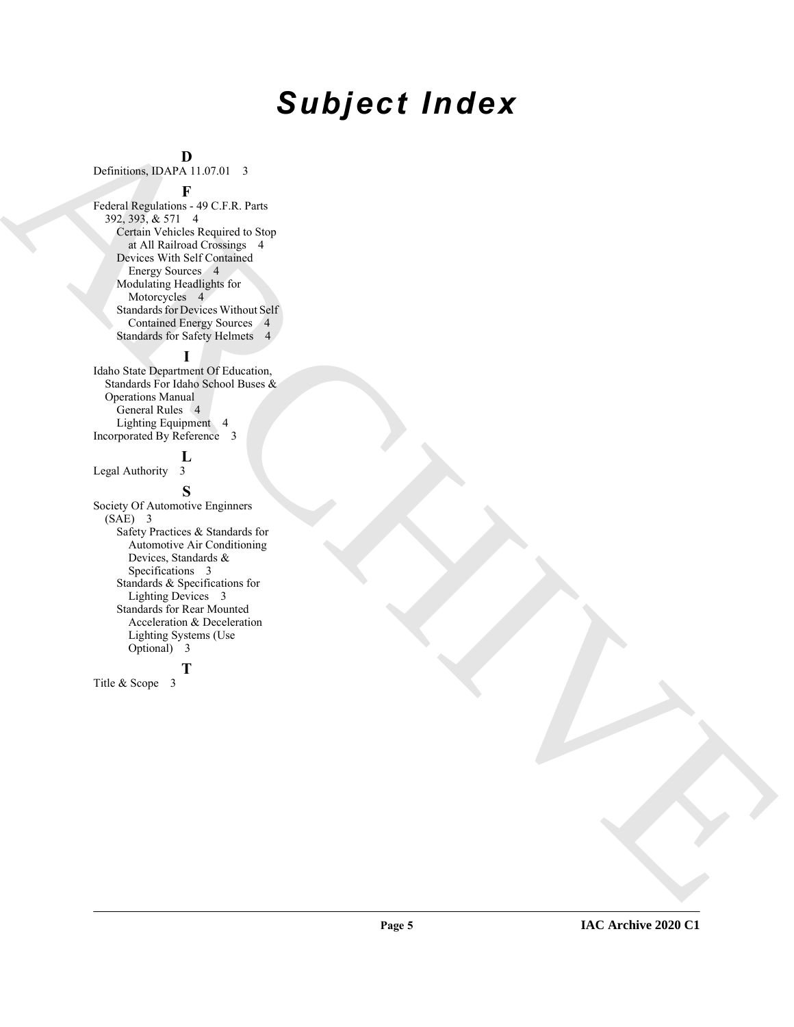# *Subject Index*

**D**

Definitions, IDAPA 11.07.01 3

**F**

Federal Regulations - 49 C.F.R. Parts 392, 393, & 571 4
- Certain Vehicles Required to Stop at All Railroad Crossings 4
- Devices With Self Contained Energy Sources 4
- Modulating Headlights for Motorcycles 4
- Standards for Devices Without Self Contained Energy Sources 4
- Standards for Safety Helmets 4

**I**

Idaho State Department Of Education, Standards For Idaho School Buses & Operations Manual
- General Rules 4
- Lighting Equipment 4

Incorporated By Reference 3

**L**

Legal Authority 3

**S**

Society Of Automotive Enginners (SAE) 3
- Safety Practices & Standards for Automotive Air Conditioning Devices, Standards & Specifications 3
- Standards & Specifications for Lighting Devices 3
- Standards for Rear Mounted Acceleration & Deceleration Lighting Systems (Use Optional) 3

**T**

Title & Scope 3